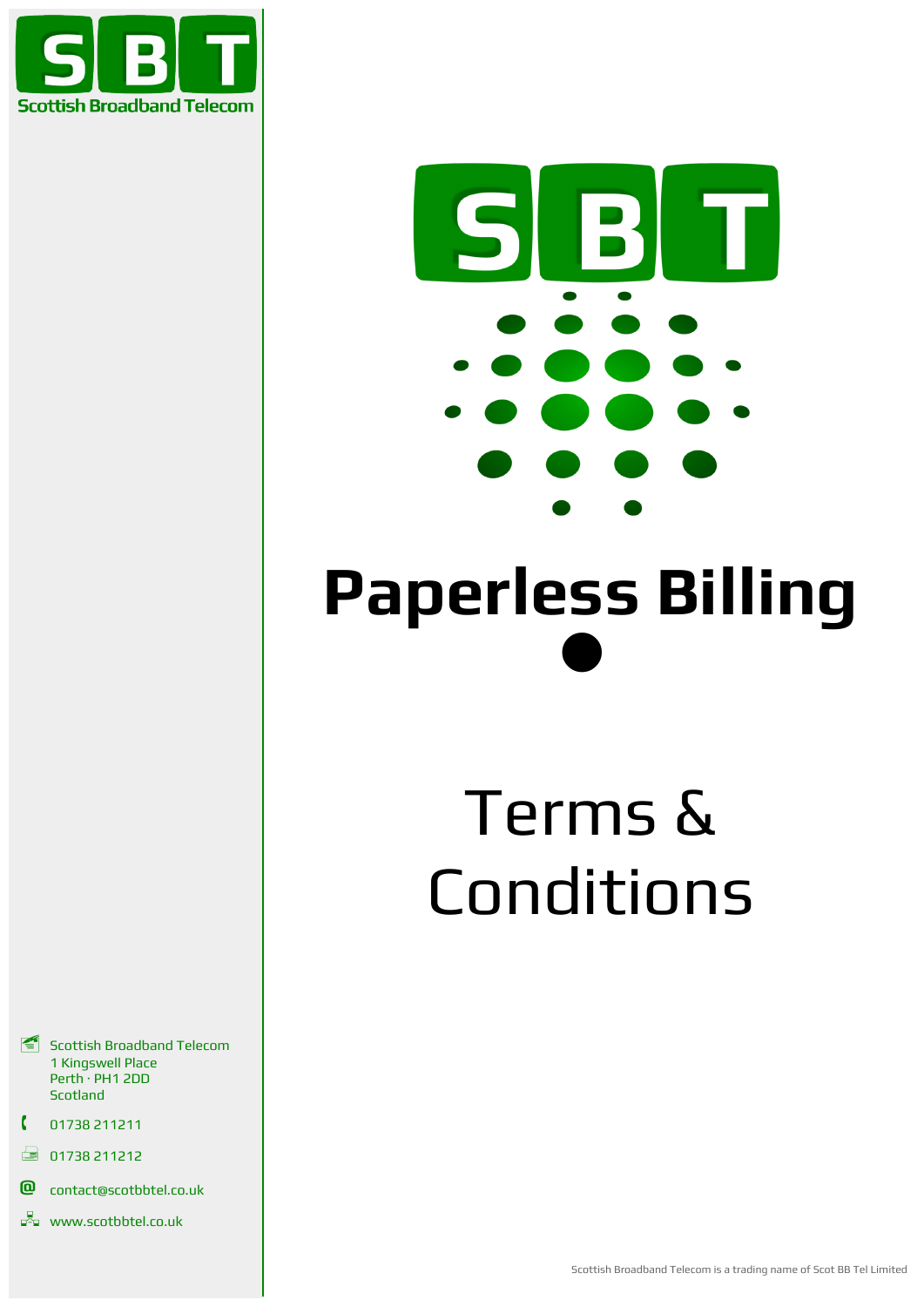**Scottish Broadband Telecom**

# Paperless Billing

# Terms & Conditions

Scottish Broadband Telecom
1 Kingswell Place
Perth · PH1 2DD
Scotland

01738 211211

01738 211212

contact@scotbbtel.co.uk

www.scotbbtel.co.uk

Scottish Broadband Telecom is a trading name of Scot BB Tel Limited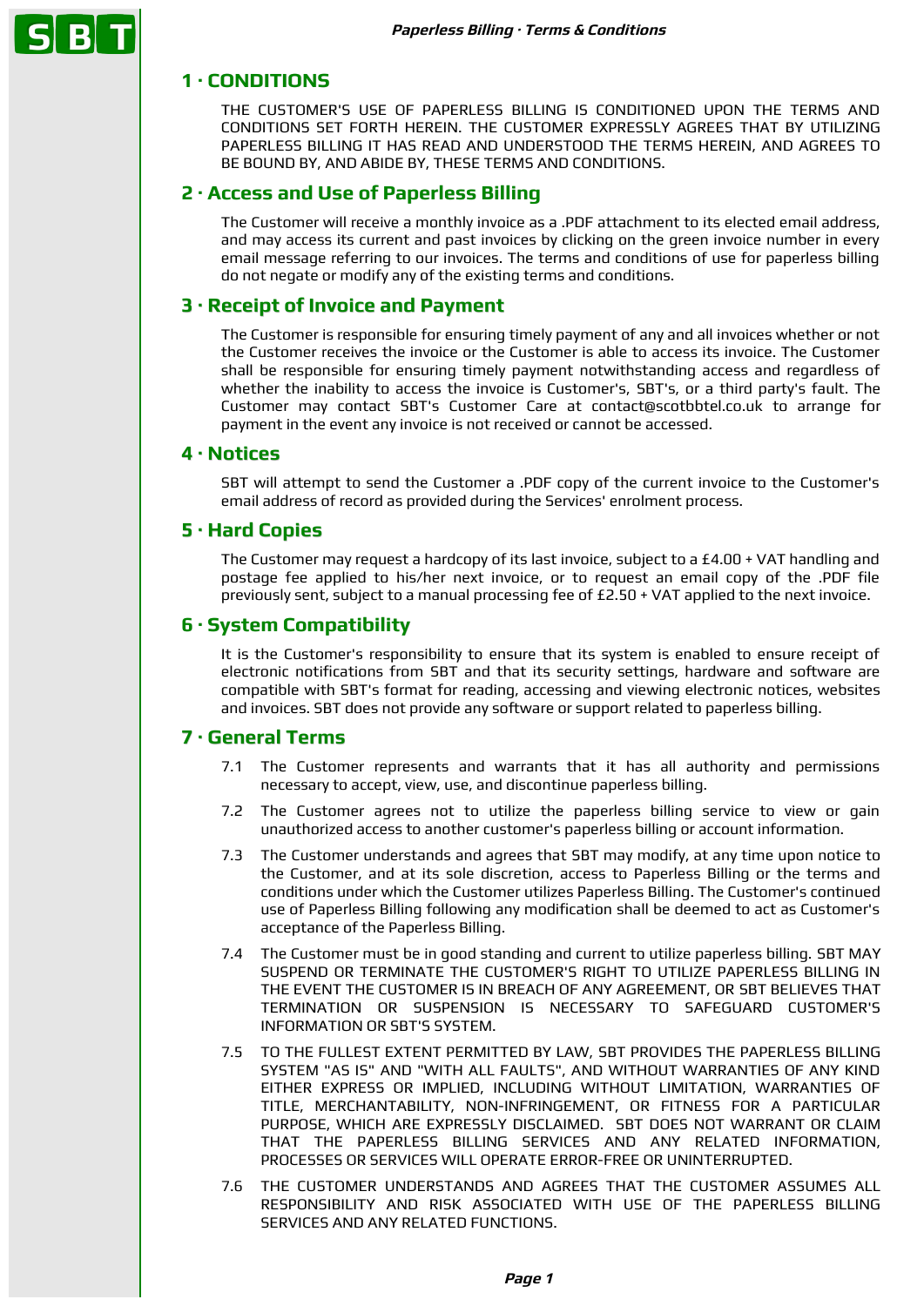## 1 · CONDITIONS

THE CUSTOMER'S USE OF PAPERLESS BILLING IS CONDITIONED UPON THE TERMS AND CONDITIONS SET FORTH HEREIN. THE CUSTOMER EXPRESSLY AGREES THAT BY UTILIZING PAPERLESS BILLING IT HAS READ AND UNDERSTOOD THE TERMS HEREIN, AND AGREES TO BE BOUND BY, AND ABIDE BY, THESE TERMS AND CONDITIONS.

## 2 · Access and Use of Paperless Billing

The Customer will receive a monthly invoice as a .PDF attachment to its elected email address, and may access its current and past invoices by clicking on the green invoice number in every email message referring to our invoices. The terms and conditions of use for paperless billing do not negate or modify any of the existing terms and conditions.

## 3 · Receipt of Invoice and Payment

The Customer is responsible for ensuring timely payment of any and all invoices whether or not the Customer receives the invoice or the Customer is able to access its invoice. The Customer shall be responsible for ensuring timely payment notwithstanding access and regardless of whether the inability to access the invoice is Customer's, SBT's, or a third party's fault. The Customer may contact SBT's Customer Care at contact@scotbbtel.co.uk to arrange for payment in the event any invoice is not received or cannot be accessed.

## 4 · Notices

SBT will attempt to send the Customer a .PDF copy of the current invoice to the Customer's email address of record as provided during the Services' enrolment process.

## 5 · Hard Copies

The Customer may request a hardcopy of its last invoice, subject to a £4.00 + VAT handling and postage fee applied to his/her next invoice, or to request an email copy of the .PDF file previously sent, subject to a manual processing fee of £2.50 + VAT applied to the next invoice.

## 6 · System Compatibility

It is the Customer's responsibility to ensure that its system is enabled to ensure receipt of electronic notifications from SBT and that its security settings, hardware and software are compatible with SBT's format for reading, accessing and viewing electronic notices, websites and invoices. SBT does not provide any software or support related to paperless billing.

## 7 · General Terms

7.1 The Customer represents and warrants that it has all authority and permissions necessary to accept, view, use, and discontinue paperless billing.

7.2 The Customer agrees not to utilize the paperless billing service to view or gain unauthorized access to another customer's paperless billing or account information.

7.3 The Customer understands and agrees that SBT may modify, at any time upon notice to the Customer, and at its sole discretion, access to Paperless Billing or the terms and conditions under which the Customer utilizes Paperless Billing. The Customer's continued use of Paperless Billing following any modification shall be deemed to act as Customer's acceptance of the Paperless Billing.

7.4 The Customer must be in good standing and current to utilize paperless billing. SBT MAY SUSPEND OR TERMINATE THE CUSTOMER'S RIGHT TO UTILIZE PAPERLESS BILLING IN THE EVENT THE CUSTOMER IS IN BREACH OF ANY AGREEMENT, OR SBT BELIEVES THAT TERMINATION OR SUSPENSION IS NECESSARY TO SAFEGUARD CUSTOMER'S INFORMATION OR SBT'S SYSTEM.

7.5 TO THE FULLEST EXTENT PERMITTED BY LAW, SBT PROVIDES THE PAPERLESS BILLING SYSTEM "AS IS" AND "WITH ALL FAULTS", AND WITHOUT WARRANTIES OF ANY KIND EITHER EXPRESS OR IMPLIED, INCLUDING WITHOUT LIMITATION, WARRANTIES OF TITLE, MERCHANTABILITY, NON-INFRINGEMENT, OR FITNESS FOR A PARTICULAR PURPOSE, WHICH ARE EXPRESSLY DISCLAIMED. SBT DOES NOT WARRANT OR CLAIM THAT THE PAPERLESS BILLING SERVICES AND ANY RELATED INFORMATION, PROCESSES OR SERVICES WILL OPERATE ERROR-FREE OR UNINTERRUPTED.

7.6 THE CUSTOMER UNDERSTANDS AND AGREES THAT THE CUSTOMER ASSUMES ALL RESPONSIBILITY AND RISK ASSOCIATED WITH USE OF THE PAPERLESS BILLING SERVICES AND ANY RELATED FUNCTIONS.